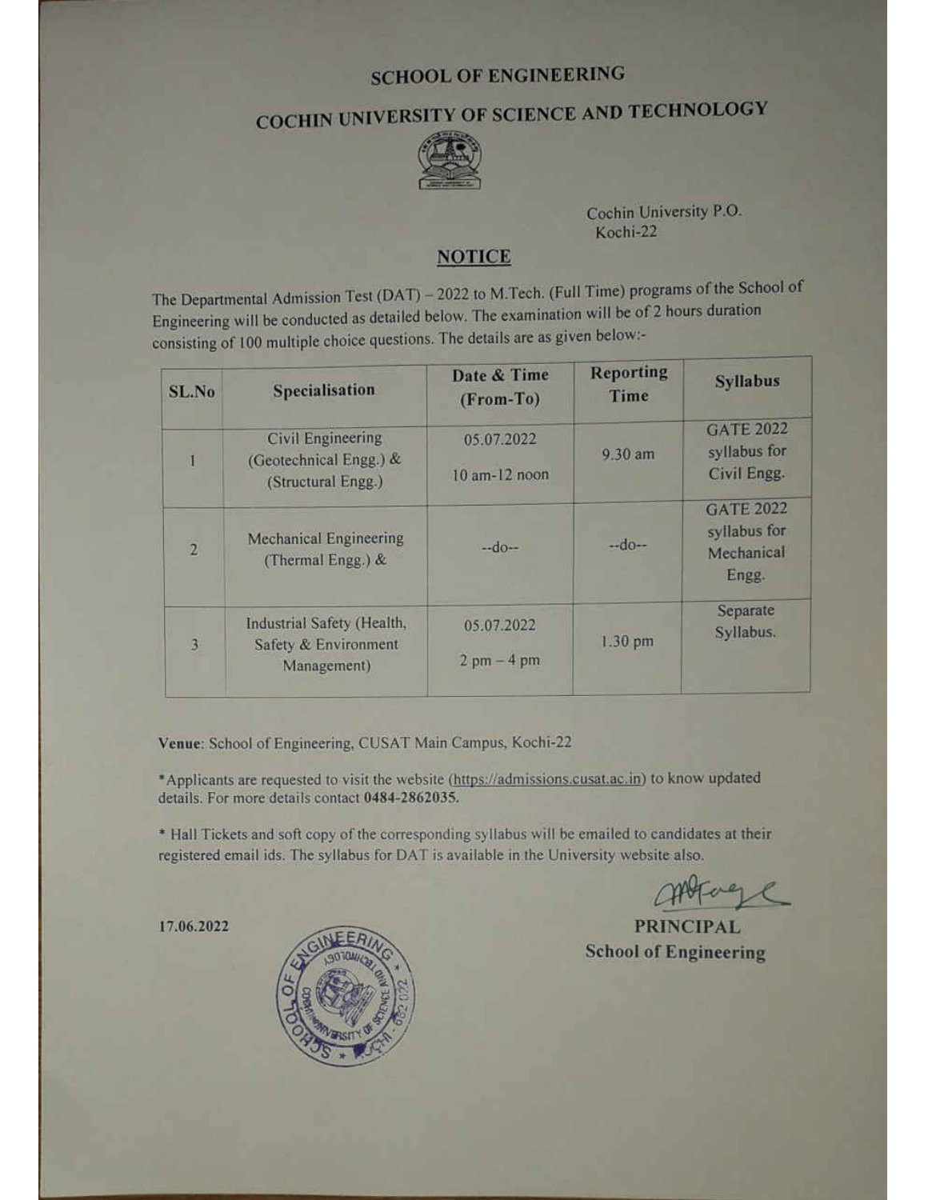# SCHOOL OF ENGINEERING

# COCHIN UNIVERSITY OF SCIENCE AND TECHNOLOGY

Cochin University P.O.
Kochi-22

## NOTICE

The Departmental Admission Test (DAT) – 2022 to M.Tech. (Full Time) programs of the School of Engineering will be conducted as detailed below. The examination will be of 2 hours duration consisting of 100 multiple choice questions. The details are as given below:-

| SL.No | Specialisation | Date & Time (From-To) | Reporting Time | Syllabus |
|---|---|---|---|---|
| 1 | Civil Engineering (Geotechnical Engg.) & (Structural Engg.) | 05.07.2022 10 am-12 noon | 9.30 am | GATE 2022 syllabus for Civil Engg. |
| 2 | Mechanical Engineering (Thermal Engg.) & | --do-- | --do-- | GATE 2022 syllabus for Mechanical Engg. |
| 3 | Industrial Safety (Health, Safety & Environment Management) | 05.07.2022 2 pm – 4 pm | 1.30 pm | Separate Syllabus. |

**Venue**: School of Engineering, CUSAT Main Campus, Kochi-22

*Applicants are requested to visit the website (https://admissions.cusat.ac.in) to know updated details. For more details contact **0484-2862035.**

* Hall Tickets and soft copy of the corresponding syllabus will be emailed to candidates at their registered email ids. The syllabus for DAT is available in the University website also.

**17.06.2022**

**PRINCIPAL**
**School of Engineering**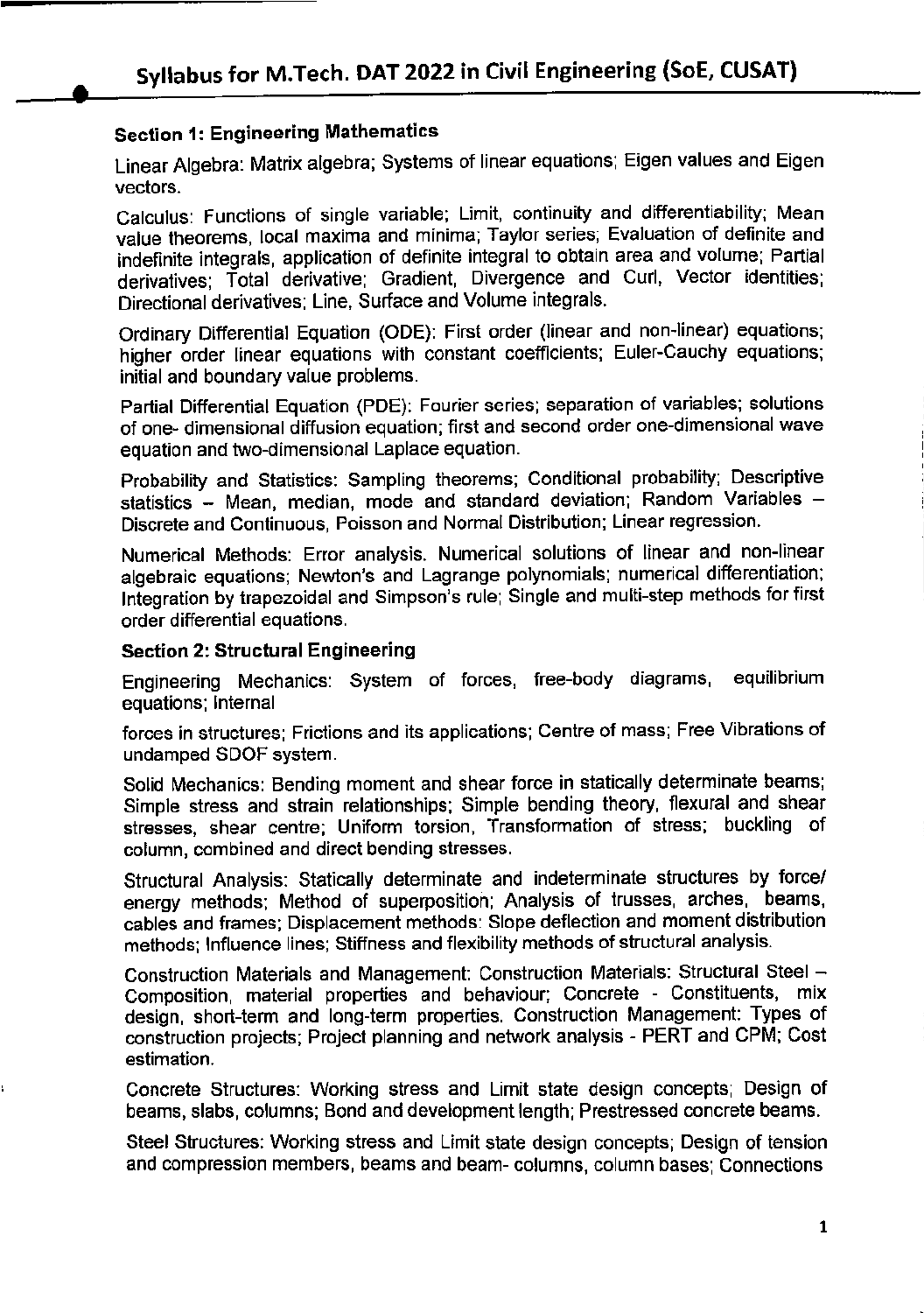# Syllabus for M.Tech. DAT 2022 in Civil Engineering (SoE, CUSAT)

### Section 1: Engineering Mathematics

Linear Algebra: Matrix algebra; Systems of linear equations; Eigen values and Eigen vectors.

Calculus: Functions of single variable; Limit, continuity and differentiability; Mean value theorems, local maxima and minima; Taylor series; Evaluation of definite and indefinite integrals, application of definite integral to obtain area and volume; Partial derivatives; Total derivative; Gradient, Divergence and Curl, Vector identities; Directional derivatives; Line, Surface and Volume integrals.

Ordinary Differential Equation (ODE): First order (linear and non-linear) equations; higher order linear equations with constant coefficients; Euler-Cauchy equations; initial and boundary value problems.

Partial Differential Equation (PDE): Fourier series; separation of variables; solutions of one- dimensional diffusion equation; first and second order one-dimensional wave equation and two-dimensional Laplace equation.

Probability and Statistics: Sampling theorems; Conditional probability; Descriptive statistics – Mean, median, mode and standard deviation; Random Variables – Discrete and Continuous, Poisson and Normal Distribution; Linear regression.

Numerical Methods: Error analysis. Numerical solutions of linear and non-linear algebraic equations; Newton's and Lagrange polynomials; numerical differentiation; Integration by trapezoidal and Simpson's rule; Single and multi-step methods for first order differential equations.

### Section 2: Structural Engineering

Engineering Mechanics: System of forces, free-body diagrams, equilibrium equations; Internal

forces in structures; Frictions and its applications; Centre of mass; Free Vibrations of undamped SDOF system.

Solid Mechanics: Bending moment and shear force in statically determinate beams; Simple stress and strain relationships; Simple bending theory, flexural and shear stresses, shear centre; Uniform torsion, Transformation of stress; buckling of column, combined and direct bending stresses.

Structural Analysis: Statically determinate and indeterminate structures by force/ energy methods; Method of superposition; Analysis of trusses, arches, beams, cables and frames; Displacement methods: Slope deflection and moment distribution methods; Influence lines; Stiffness and flexibility methods of structural analysis.

Construction Materials and Management: Construction Materials: Structural Steel – Composition, material properties and behaviour; Concrete - Constituents, mix design, short-term and long-term properties. Construction Management: Types of construction projects; Project planning and network analysis - PERT and CPM; Cost estimation.

Concrete Structures: Working stress and Limit state design concepts; Design of beams, slabs, columns; Bond and development length; Prestressed concrete beams.

Steel Structures: Working stress and Limit state design concepts; Design of tension and compression members, beams and beam- columns, column bases; Connections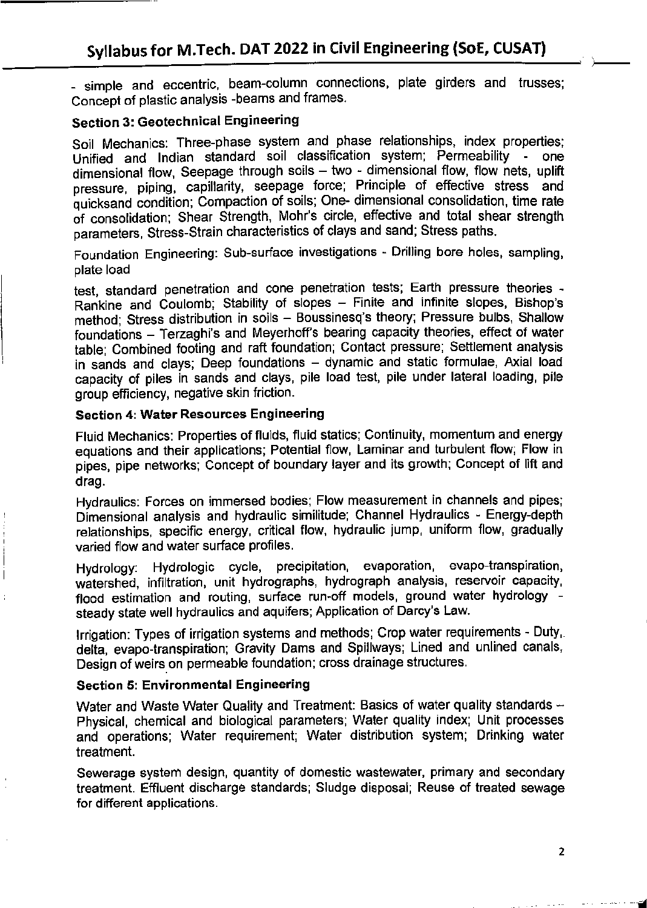- simple and eccentric, beam-column connections, plate girders and trusses; Concept of plastic analysis -beams and frames.

### Section 3: Geotechnical Engineering

Soil Mechanics: Three-phase system and phase relationships, index properties; Unified and Indian standard soil classification system; Permeability - one dimensional flow, Seepage through soils – two - dimensional flow, flow nets, uplift pressure, piping, capillarity, seepage force; Principle of effective stress and quicksand condition; Compaction of soils; One- dimensional consolidation, time rate of consolidation; Shear Strength, Mohr's circle, effective and total shear strength parameters, Stress-Strain characteristics of clays and sand; Stress paths.

Foundation Engineering: Sub-surface investigations - Drilling bore holes, sampling, plate load

test, standard penetration and cone penetration tests; Earth pressure theories - Rankine and Coulomb; Stability of slopes – Finite and infinite slopes, Bishop's method; Stress distribution in soils – Boussinesq's theory; Pressure bulbs, Shallow foundations – Terzaghi's and Meyerhoff's bearing capacity theories, effect of water table; Combined footing and raft foundation; Contact pressure; Settlement analysis in sands and clays; Deep foundations – dynamic and static formulae, Axial load capacity of piles in sands and clays, pile load test, pile under lateral loading, pile group efficiency, negative skin friction.

### Section 4: Water Resources Engineering

Fluid Mechanics: Properties of fluids, fluid statics; Continuity, momentum and energy equations and their applications; Potential flow, Laminar and turbulent flow; Flow in pipes, pipe networks; Concept of boundary layer and its growth; Concept of lift and drag.

Hydraulics: Forces on immersed bodies; Flow measurement in channels and pipes; Dimensional analysis and hydraulic similitude; Channel Hydraulics - Energy-depth relationships, specific energy, critical flow, hydraulic jump, uniform flow, gradually varied flow and water surface profiles.

Hydrology: Hydrologic cycle, precipitation, evaporation, evapo-transpiration, watershed, infiltration, unit hydrographs, hydrograph analysis, reservoir capacity, flood estimation and routing, surface run-off models, ground water hydrology - steady state well hydraulics and aquifers; Application of Darcy's Law.

Irrigation: Types of irrigation systems and methods; Crop water requirements - Duty, delta, evapo-transpiration; Gravity Dams and Spillways; Lined and unlined canals, Design of weirs on permeable foundation; cross drainage structures.

### Section 5: Environmental Engineering

Water and Waste Water Quality and Treatment: Basics of water quality standards – Physical, chemical and biological parameters; Water quality index; Unit processes and operations; Water requirement; Water distribution system; Drinking water treatment.

Sewerage system design, quantity of domestic wastewater, primary and secondary treatment. Effluent discharge standards; Sludge disposal; Reuse of treated sewage for different applications.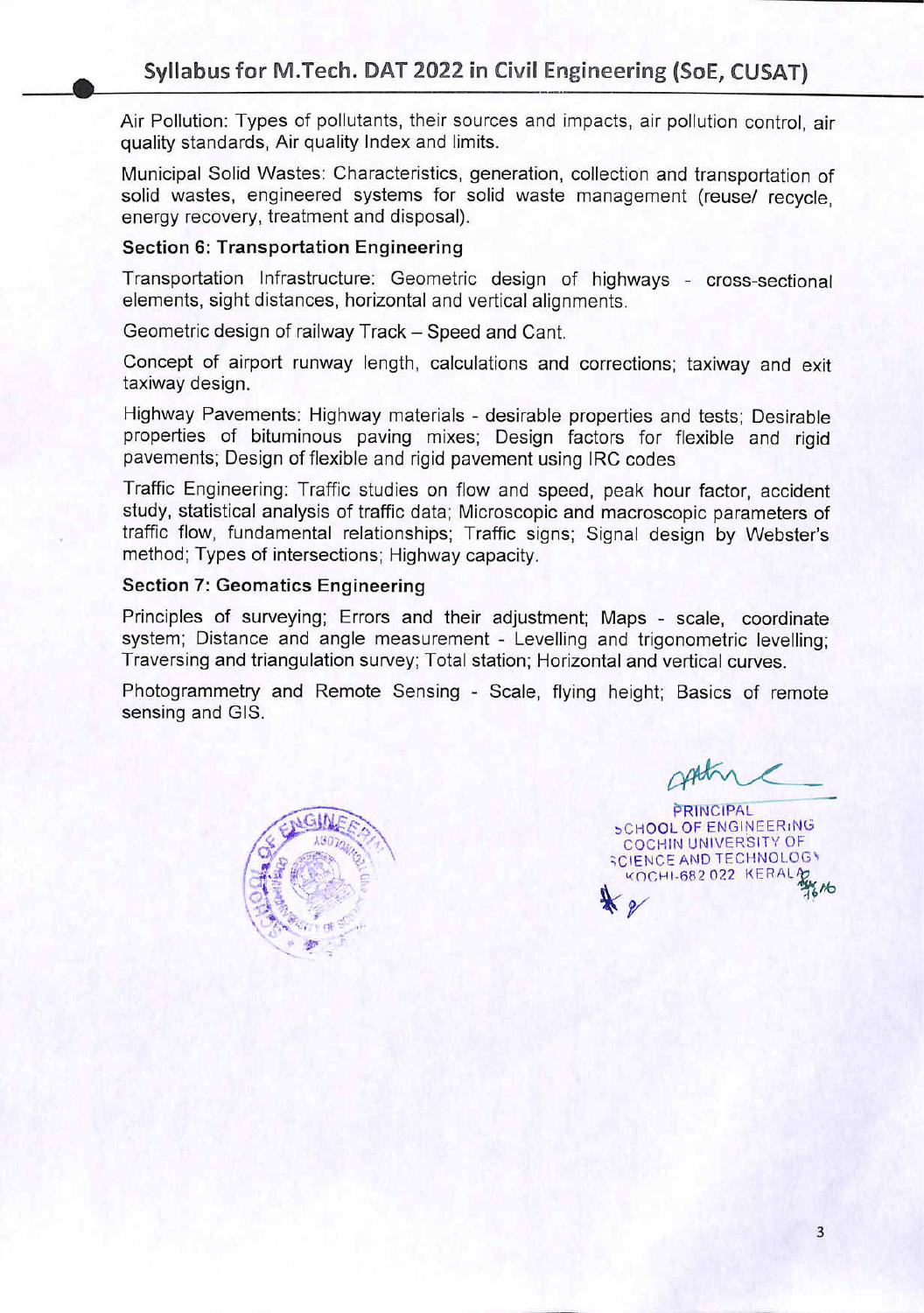Air Pollution: Types of pollutants, their sources and impacts, air pollution control, air quality standards, Air quality Index and limits.

Municipal Solid Wastes: Characteristics, generation, collection and transportation of solid wastes, engineered systems for solid waste management (reuse/ recycle, energy recovery, treatment and disposal).

**Section 6: Transportation Engineering**

Transportation Infrastructure: Geometric design of highways - cross-sectional elements, sight distances, horizontal and vertical alignments.

Geometric design of railway Track – Speed and Cant.

Concept of airport runway length, calculations and corrections; taxiway and exit taxiway design.

Highway Pavements: Highway materials - desirable properties and tests; Desirable properties of bituminous paving mixes; Design factors for flexible and rigid pavements; Design of flexible and rigid pavement using IRC codes

Traffic Engineering: Traffic studies on flow and speed, peak hour factor, accident study, statistical analysis of traffic data; Microscopic and macroscopic parameters of traffic flow, fundamental relationships; Traffic signs; Signal design by Webster's method; Types of intersections; Highway capacity.

**Section 7: Geomatics Engineering**

Principles of surveying; Errors and their adjustment; Maps - scale, coordinate system; Distance and angle measurement - Levelling and trigonometric levelling; Traversing and triangulation survey; Total station; Horizontal and vertical curves.

Photogrammetry and Remote Sensing - Scale, flying height; Basics of remote sensing and GIS.

PRINCIPAL
SCHOOL OF ENGINEERING
COCHIN UNIVERSITY OF
SCIENCE AND TECHNOLOGY
KOCHI-682 022 KERALA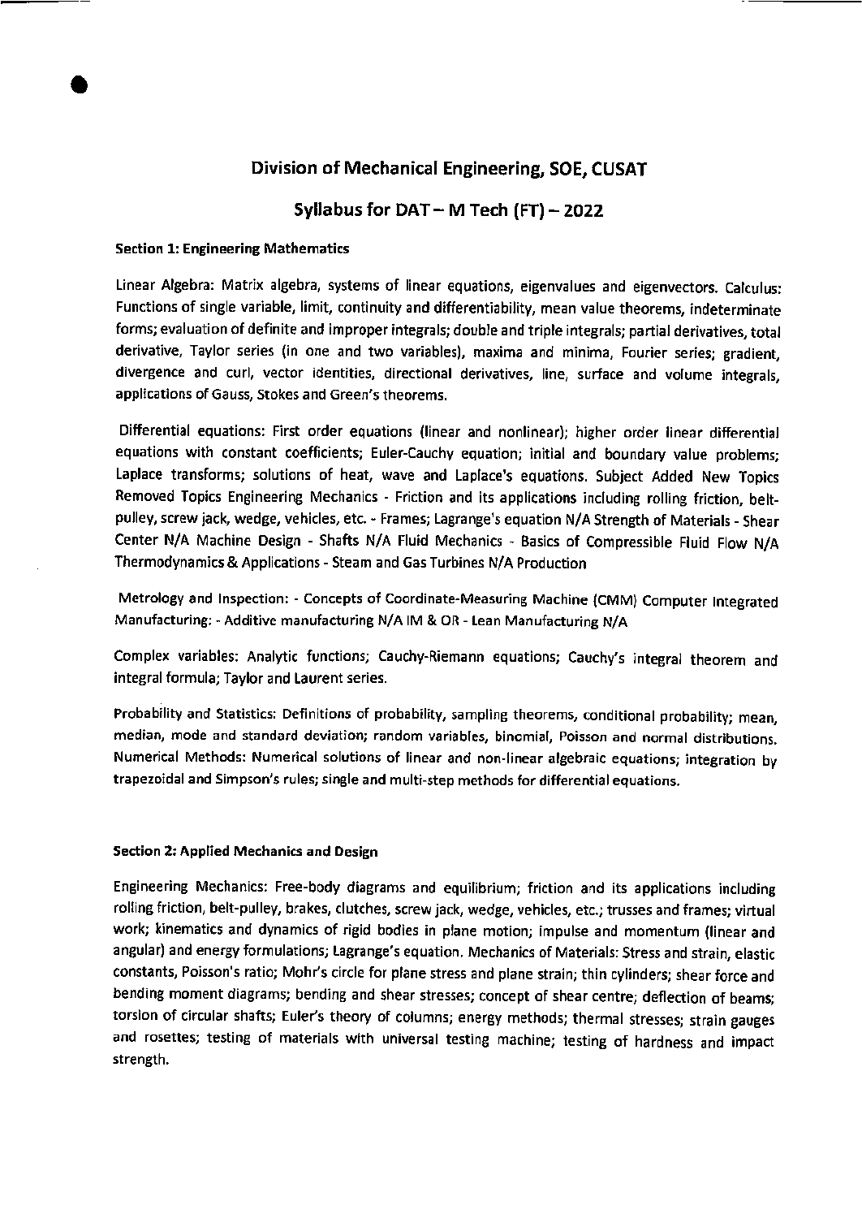## Division of Mechanical Engineering, SOE, CUSAT

## Syllabus for DAT – M Tech (FT) – 2022

**Section 1: Engineering Mathematics**

Linear Algebra: Matrix algebra, systems of linear equations, eigenvalues and eigenvectors. Calculus: Functions of single variable, limit, continuity and differentiability, mean value theorems, indeterminate forms; evaluation of definite and improper integrals; double and triple integrals; partial derivatives, total derivative, Taylor series (in one and two variables), maxima and minima, Fourier series; gradient, divergence and curl, vector identities, directional derivatives, line, surface and volume integrals, applications of Gauss, Stokes and Green's theorems.

Differential equations: First order equations (linear and nonlinear); higher order linear differential equations with constant coefficients; Euler-Cauchy equation; initial and boundary value problems; Laplace transforms; solutions of heat, wave and Laplace's equations. Subject Added New Topics Removed Topics Engineering Mechanics - Friction and its applications including rolling friction, belt-pulley, screw jack, wedge, vehicles, etc. - Frames; Lagrange's equation N/A Strength of Materials - Shear Center N/A Machine Design - Shafts N/A Fluid Mechanics - Basics of Compressible Fluid Flow N/A Thermodynamics & Applications - Steam and Gas Turbines N/A Production

Metrology and Inspection: - Concepts of Coordinate-Measuring Machine (CMM) Computer Integrated Manufacturing: - Additive manufacturing N/A IM & OR - Lean Manufacturing N/A

Complex variables: Analytic functions; Cauchy-Riemann equations; Cauchy's integral theorem and integral formula; Taylor and Laurent series.

Probability and Statistics: Definitions of probability, sampling theorems, conditional probability; mean, median, mode and standard deviation; random variables, binomial, Poisson and normal distributions. Numerical Methods: Numerical solutions of linear and non-linear algebraic equations; integration by trapezoidal and Simpson's rules; single and multi-step methods for differential equations.

**Section 2: Applied Mechanics and Design**

Engineering Mechanics: Free-body diagrams and equilibrium; friction and its applications including rolling friction, belt-pulley, brakes, clutches, screw jack, wedge, vehicles, etc.; trusses and frames; virtual work; kinematics and dynamics of rigid bodies in plane motion; impulse and momentum (linear and angular) and energy formulations; Lagrange's equation. Mechanics of Materials: Stress and strain, elastic constants, Poisson's ratio; Mohr's circle for plane stress and plane strain; thin cylinders; shear force and bending moment diagrams; bending and shear stresses; concept of shear centre; deflection of beams; torsion of circular shafts; Euler's theory of columns; energy methods; thermal stresses; strain gauges and rosettes; testing of materials with universal testing machine; testing of hardness and impact strength.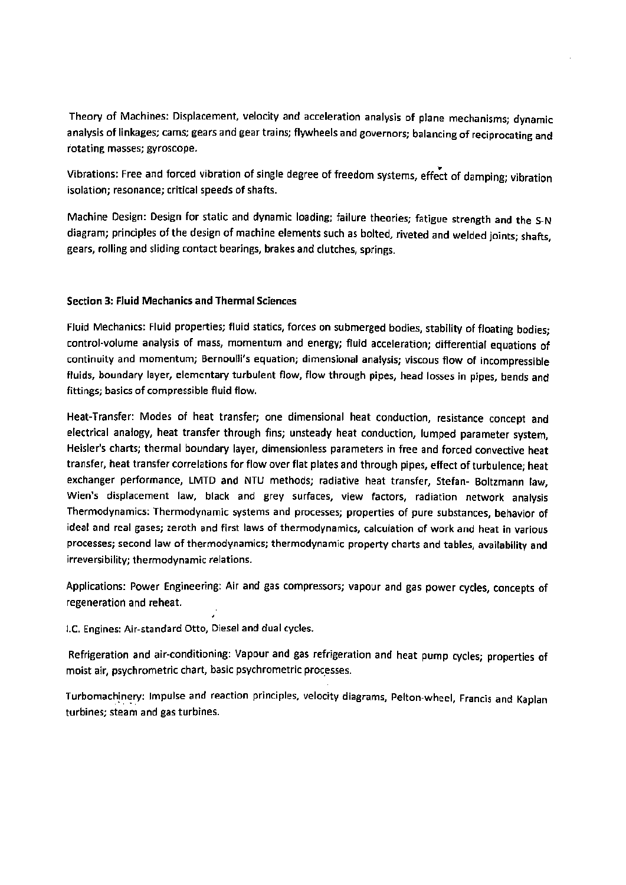Theory of Machines: Displacement, velocity and acceleration analysis of plane mechanisms; dynamic analysis of linkages; cams; gears and gear trains; flywheels and governors; balancing of reciprocating and rotating masses; gyroscope.

Vibrations: Free and forced vibration of single degree of freedom systems, effect of damping; vibration isolation; resonance; critical speeds of shafts.

Machine Design: Design for static and dynamic loading; failure theories; fatigue strength and the S-N diagram; principles of the design of machine elements such as bolted, riveted and welded joints; shafts, gears, rolling and sliding contact bearings, brakes and clutches, springs.

### Section 3: Fluid Mechanics and Thermal Sciences

Fluid Mechanics: Fluid properties; fluid statics, forces on submerged bodies, stability of floating bodies; control-volume analysis of mass, momentum and energy; fluid acceleration; differential equations of continuity and momentum; Bernoulli's equation; dimensional analysis; viscous flow of incompressible fluids, boundary layer, elementary turbulent flow, flow through pipes, head losses in pipes, bends and fittings; basics of compressible fluid flow.

Heat-Transfer: Modes of heat transfer; one dimensional heat conduction, resistance concept and electrical analogy, heat transfer through fins; unsteady heat conduction, lumped parameter system, Heisler's charts; thermal boundary layer, dimensionless parameters in free and forced convective heat transfer, heat transfer correlations for flow over flat plates and through pipes, effect of turbulence; heat exchanger performance, LMTD and NTU methods; radiative heat transfer, Stefan- Boltzmann law, Wien's displacement law, black and grey surfaces, view factors, radiation network analysis Thermodynamics: Thermodynamic systems and processes; properties of pure substances, behavior of ideal and real gases; zeroth and first laws of thermodynamics, calculation of work and heat in various processes; second law of thermodynamics; thermodynamic property charts and tables, availability and irreversibility; thermodynamic relations.

Applications: Power Engineering: Air and gas compressors; vapour and gas power cycles, concepts of regeneration and reheat.

I.C. Engines: Air-standard Otto, Diesel and dual cycles.

Refrigeration and air-conditioning: Vapour and gas refrigeration and heat pump cycles; properties of moist air, psychrometric chart, basic psychrometric processes.

Turbomachinery: Impulse and reaction principles, velocity diagrams, Pelton-wheel, Francis and Kaplan turbines; steam and gas turbines.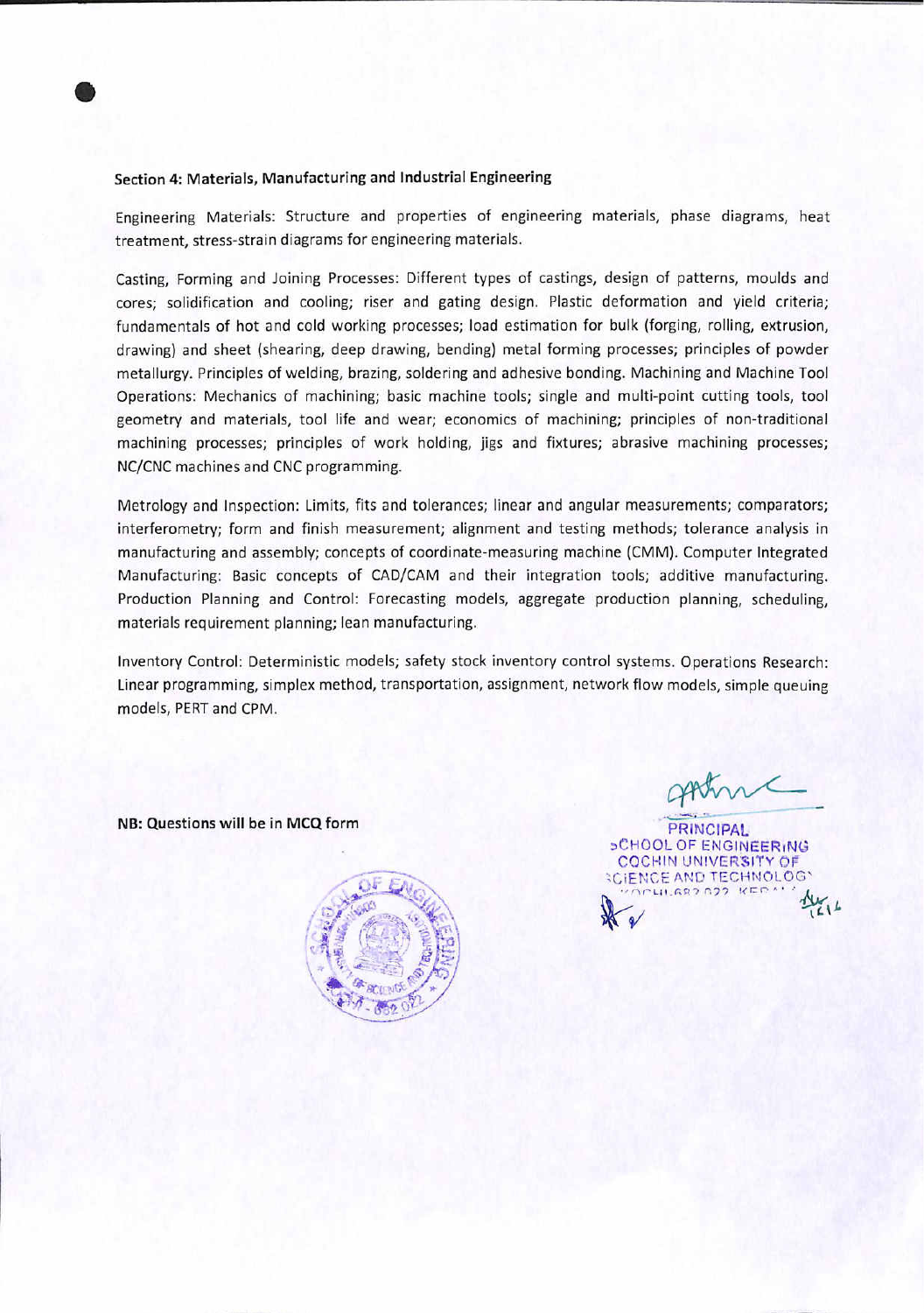### Section 4: Materials, Manufacturing and Industrial Engineering

Engineering Materials: Structure and properties of engineering materials, phase diagrams, heat treatment, stress-strain diagrams for engineering materials.

Casting, Forming and Joining Processes: Different types of castings, design of patterns, moulds and cores; solidification and cooling; riser and gating design. Plastic deformation and yield criteria; fundamentals of hot and cold working processes; load estimation for bulk (forging, rolling, extrusion, drawing) and sheet (shearing, deep drawing, bending) metal forming processes; principles of powder metallurgy. Principles of welding, brazing, soldering and adhesive bonding. Machining and Machine Tool Operations: Mechanics of machining; basic machine tools; single and multi-point cutting tools, tool geometry and materials, tool life and wear; economics of machining; principles of non-traditional machining processes; principles of work holding, jigs and fixtures; abrasive machining processes; NC/CNC machines and CNC programming.

Metrology and Inspection: Limits, fits and tolerances; linear and angular measurements; comparators; interferometry; form and finish measurement; alignment and testing methods; tolerance analysis in manufacturing and assembly; concepts of coordinate-measuring machine (CMM). Computer Integrated Manufacturing: Basic concepts of CAD/CAM and their integration tools; additive manufacturing. Production Planning and Control: Forecasting models, aggregate production planning, scheduling, materials requirement planning; lean manufacturing.

Inventory Control: Deterministic models; safety stock inventory control systems. Operations Research: Linear programming, simplex method, transportation, assignment, network flow models, simple queuing models, PERT and CPM.

**NB: Questions will be in MCQ form**

PRINCIPAL
SCHOOL OF ENGINEERING
COCHIN UNIVERSITY OF
SCIENCE AND TECHNOLOGY
KOCHI-682 022, KERALA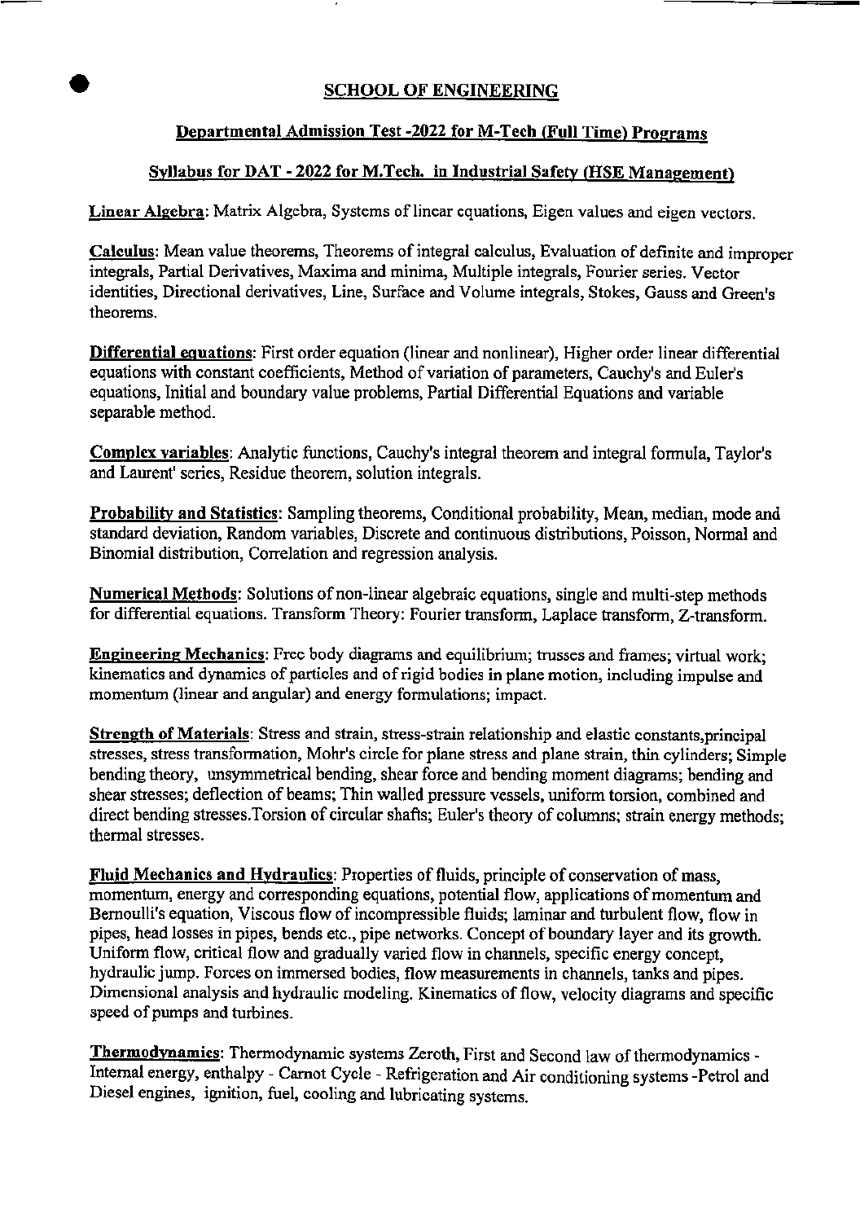# SCHOOL OF ENGINEERING

## Departmental Admission Test -2022 for M-Tech (Full Time) Programs

### Syllabus for DAT - 2022 for M.Tech. in Industrial Safety (HSE Management)

**Linear Algebra**: Matrix Algebra, Systems of linear equations, Eigen values and eigen vectors.

**Calculus**: Mean value theorems, Theorems of integral calculus, Evaluation of definite and improper integrals, Partial Derivatives, Maxima and minima, Multiple integrals, Fourier series. Vector identities, Directional derivatives, Line, Surface and Volume integrals, Stokes, Gauss and Green's theorems.

**Differential equations**: First order equation (linear and nonlinear), Higher order linear differential equations with constant coefficients, Method of variation of parameters, Cauchy's and Euler's equations, Initial and boundary value problems, Partial Differential Equations and variable separable method.

**Complex variables**: Analytic functions, Cauchy's integral theorem and integral formula, Taylor's and Laurent' series, Residue theorem, solution integrals.

**Probability and Statistics**: Sampling theorems, Conditional probability, Mean, median, mode and standard deviation, Random variables, Discrete and continuous distributions, Poisson, Normal and Binomial distribution, Correlation and regression analysis.

**Numerical Methods**: Solutions of non-linear algebraic equations, single and multi-step methods for differential equations. Transform Theory: Fourier transform, Laplace transform, Z-transform.

**Engineering Mechanics**: Free body diagrams and equilibrium; trusses and frames; virtual work; kinematics and dynamics of particles and of rigid bodies in plane motion, including impulse and momentum (linear and angular) and energy formulations; impact.

**Strength of Materials**: Stress and strain, stress-strain relationship and elastic constants,principal stresses, stress transformation, Mohr's circle for plane stress and plane strain, thin cylinders; Simple bending theory, unsymmetrical bending, shear force and bending moment diagrams; bending and shear stresses; deflection of beams; Thin walled pressure vessels, uniform torsion, combined and direct bending stresses.Torsion of circular shafts; Euler's theory of columns; strain energy methods; thermal stresses.

**Fluid Mechanics and Hydraulics**: Properties of fluids, principle of conservation of mass, momentum, energy and corresponding equations, potential flow, applications of momentum and Bernoulli's equation, Viscous flow of incompressible fluids; laminar and turbulent flow, flow in pipes, head losses in pipes, bends etc., pipe networks. Concept of boundary layer and its growth. Uniform flow, critical flow and gradually varied flow in channels, specific energy concept, hydraulic jump. Forces on immersed bodies, flow measurements in channels, tanks and pipes. Dimensional analysis and hydraulic modeling. Kinematics of flow, velocity diagrams and specific speed of pumps and turbines.

**Thermodynamics**: Thermodynamic systems Zeroth, First and Second law of thermodynamics - Internal energy, enthalpy - Carnot Cycle - Refrigeration and Air conditioning systems -Petrol and Diesel engines, ignition, fuel, cooling and lubricating systems.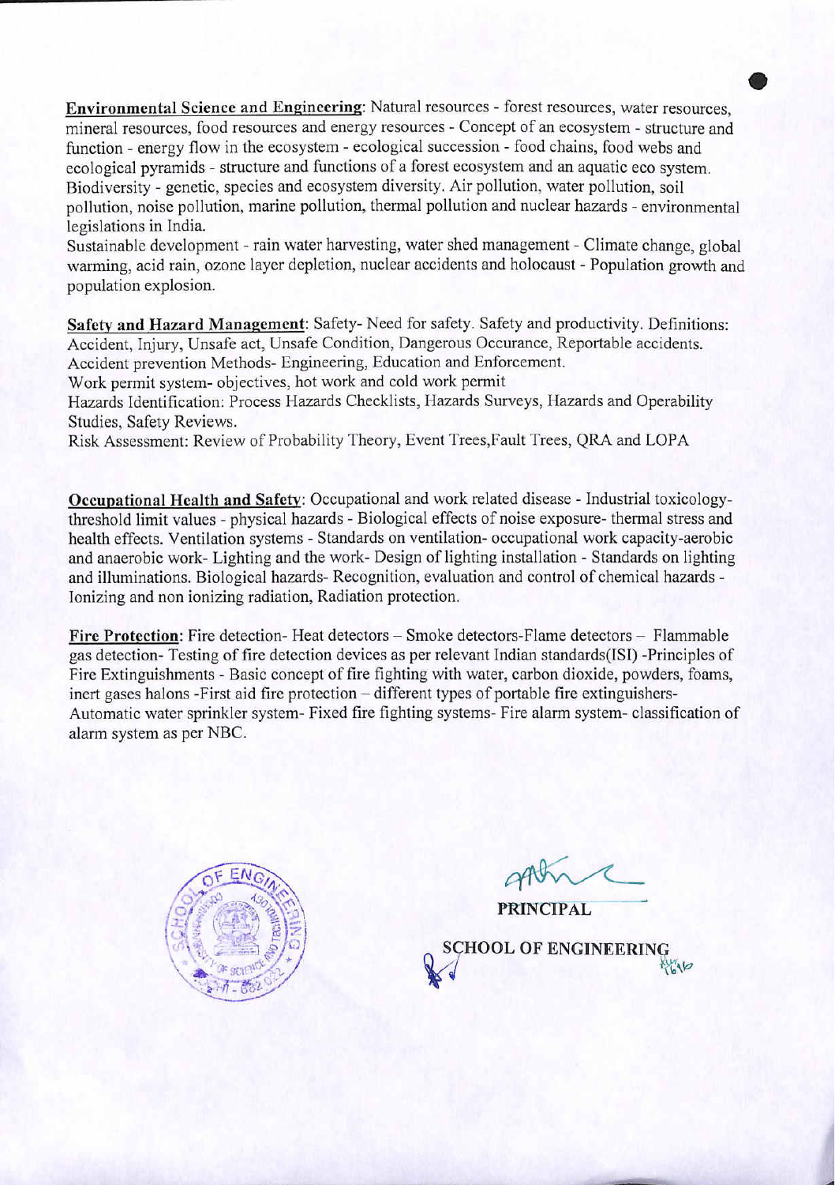**Environmental Science and Engineering**: Natural resources - forest resources, water resources, mineral resources, food resources and energy resources - Concept of an ecosystem - structure and function - energy flow in the ecosystem - ecological succession - food chains, food webs and ecological pyramids - structure and functions of a forest ecosystem and an aquatic eco system. Biodiversity - genetic, species and ecosystem diversity. Air pollution, water pollution, soil pollution, noise pollution, marine pollution, thermal pollution and nuclear hazards - environmental legislations in India.

Sustainable development - rain water harvesting, water shed management - Climate change, global warming, acid rain, ozone layer depletion, nuclear accidents and holocaust - Population growth and population explosion.

**Safety and Hazard Management**: Safety- Need for safety. Safety and productivity. Definitions: Accident, Injury, Unsafe act, Unsafe Condition, Dangerous Occurance, Reportable accidents. Accident prevention Methods- Engineering, Education and Enforcement.
Work permit system- objectives, hot work and cold work permit
Hazards Identification: Process Hazards Checklists, Hazards Surveys, Hazards and Operability Studies, Safety Reviews.
Risk Assessment: Review of Probability Theory, Event Trees,Fault Trees, QRA and LOPA

**Occupational Health and Safety**: Occupational and work related disease - Industrial toxicology- threshold limit values - physical hazards - Biological effects of noise exposure- thermal stress and health effects. Ventilation systems - Standards on ventilation- occupational work capacity-aerobic and anaerobic work- Lighting and the work- Design of lighting installation - Standards on lighting and illuminations. Biological hazards- Recognition, evaluation and control of chemical hazards - Ionizing and non ionizing radiation, Radiation protection.

**Fire Protection**: Fire detection- Heat detectors – Smoke detectors-Flame detectors – Flammable gas detection- Testing of fire detection devices as per relevant Indian standards(ISI) -Principles of Fire Extinguishments - Basic concept of fire fighting with water, carbon dioxide, powders, foams, inert gases halons -First aid fire protection – different types of portable fire extinguishers- Automatic water sprinkler system- Fixed fire fighting systems- Fire alarm system- classification of alarm system as per NBC.

PRINCIPAL

SCHOOL OF ENGINEERING